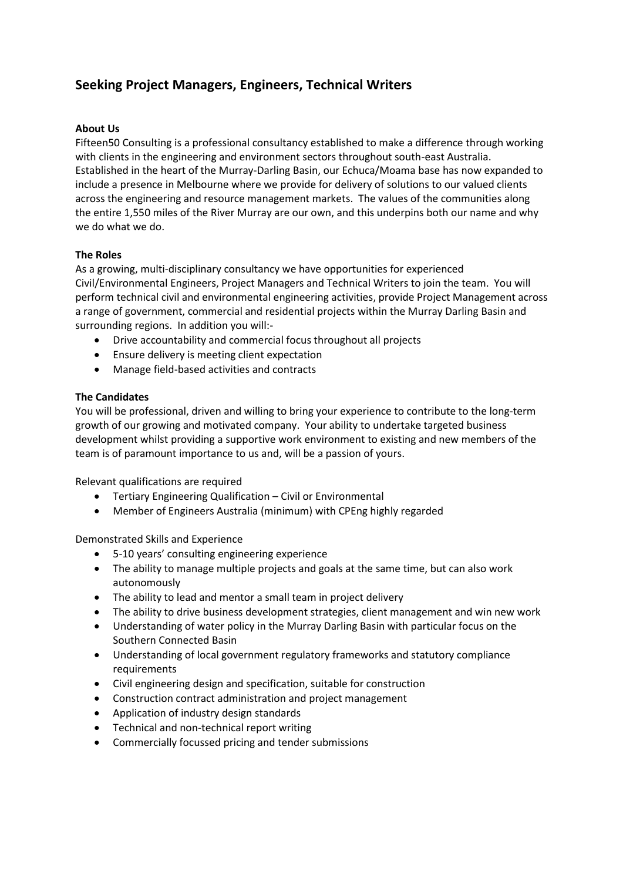## Seeking Project Managers, Engineers, Technical Writers

**About Us**

Fifteen50 Consulting is a professional consultancy established to make a difference through working with clients in the engineering and environment sectors throughout south-east Australia. Established in the heart of the Murray-Darling Basin, our Echuca/Moama base has now expanded to include a presence in Melbourne where we provide for delivery of solutions to our valued clients across the engineering and resource management markets. The values of the communities along the entire 1,550 miles of the River Murray are our own, and this underpins both our name and why we do what we do.

**The Roles**

As a growing, multi-disciplinary consultancy we have opportunities for experienced Civil/Environmental Engineers, Project Managers and Technical Writers to join the team. You will perform technical civil and environmental engineering activities, provide Project Management across a range of government, commercial and residential projects within the Murray Darling Basin and surrounding regions. In addition you will:-

- Drive accountability and commercial focus throughout all projects
- Ensure delivery is meeting client expectation
- Manage field-based activities and contracts

**The Candidates**

You will be professional, driven and willing to bring your experience to contribute to the long-term growth of our growing and motivated company. Your ability to undertake targeted business development whilst providing a supportive work environment to existing and new members of the team is of paramount importance to us and, will be a passion of yours.

Relevant qualifications are required

- Tertiary Engineering Qualification – Civil or Environmental
- Member of Engineers Australia (minimum) with CPEng highly regarded

Demonstrated Skills and Experience

- 5-10 years' consulting engineering experience
- The ability to manage multiple projects and goals at the same time, but can also work autonomously
- The ability to lead and mentor a small team in project delivery
- The ability to drive business development strategies, client management and win new work
- Understanding of water policy in the Murray Darling Basin with particular focus on the Southern Connected Basin
- Understanding of local government regulatory frameworks and statutory compliance requirements
- Civil engineering design and specification, suitable for construction
- Construction contract administration and project management
- Application of industry design standards
- Technical and non-technical report writing
- Commercially focussed pricing and tender submissions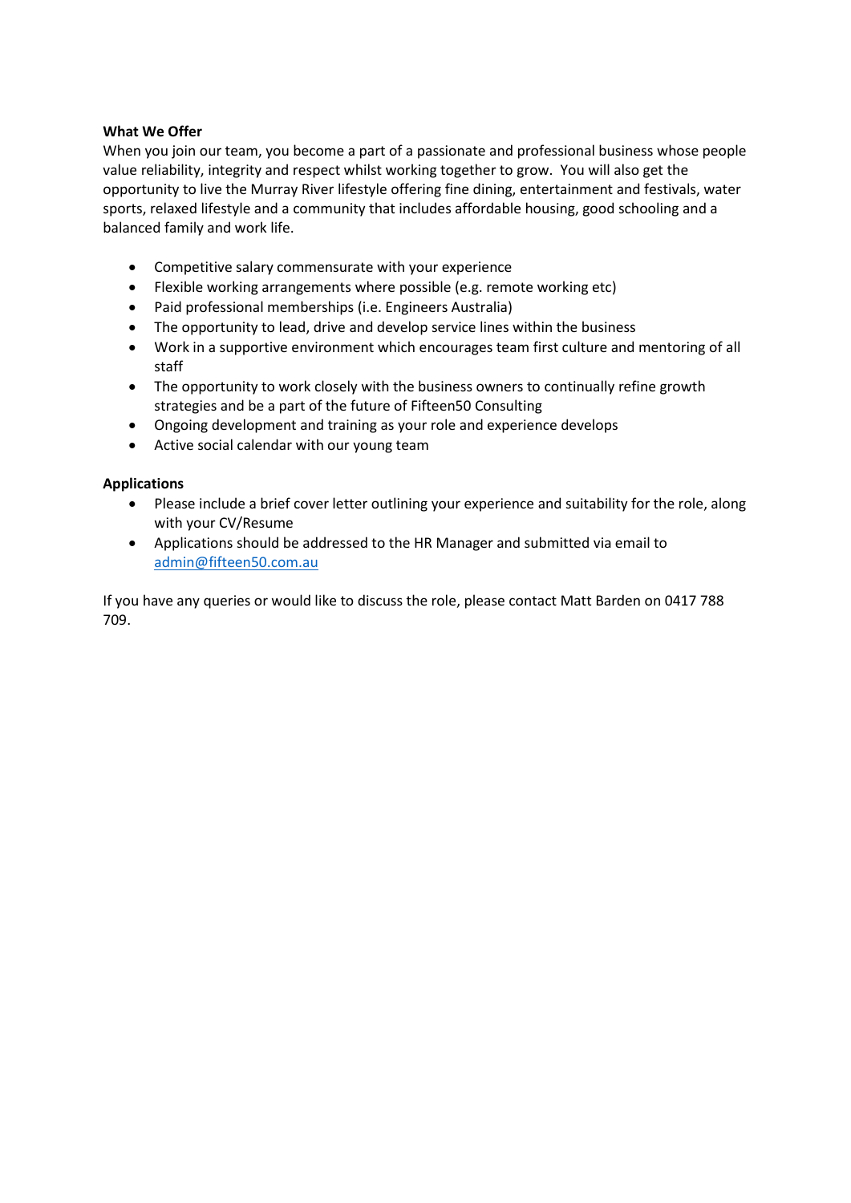**What We Offer**

When you join our team, you become a part of a passionate and professional business whose people value reliability, integrity and respect whilst working together to grow. You will also get the opportunity to live the Murray River lifestyle offering fine dining, entertainment and festivals, water sports, relaxed lifestyle and a community that includes affordable housing, good schooling and a balanced family and work life.

- Competitive salary commensurate with your experience
- Flexible working arrangements where possible (e.g. remote working etc)
- Paid professional memberships (i.e. Engineers Australia)
- The opportunity to lead, drive and develop service lines within the business
- Work in a supportive environment which encourages team first culture and mentoring of all staff
- The opportunity to work closely with the business owners to continually refine growth strategies and be a part of the future of Fifteen50 Consulting
- Ongoing development and training as your role and experience develops
- Active social calendar with our young team

**Applications**

- Please include a brief cover letter outlining your experience and suitability for the role, along with your CV/Resume
- Applications should be addressed to the HR Manager and submitted via email to admin@fifteen50.com.au

If you have any queries or would like to discuss the role, please contact Matt Barden on 0417 788 709.